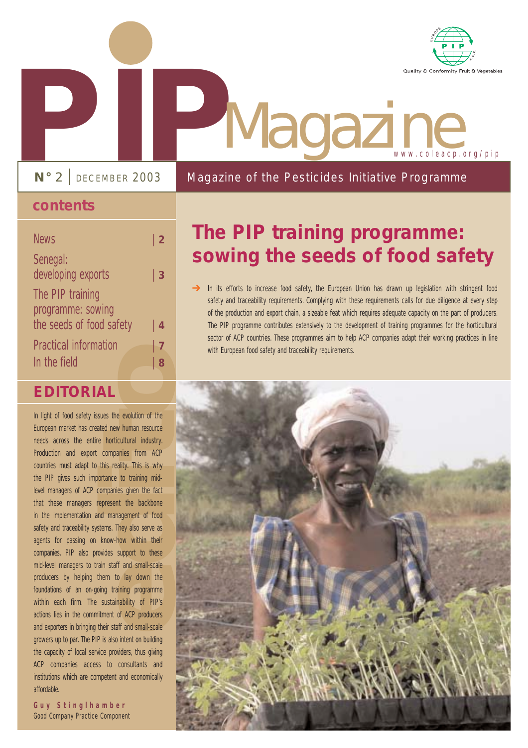# PIP Magazine

Quality & Conformity Fruit & Vegetables

www.coleacp.org/pip

**N° 2** | DECEMBER 2003

Magazine of the Pesticides Initiative Programme

## contents

| | |
|---|---|
| News | 2 |
| Senegal: developing exports | 3 |
| The PIP training programme: sowing the seeds of food safety | 4 |
| Practical information | 7 |
| In the field | 8 |

## EDITORIAL

In light of food safety issues the evolution of the European market has created new human resource needs across the entire horticultural industry. Production and export companies from ACP countries must adapt to this reality. This is why the PIP gives such importance to training mid-level managers of ACP companies given the fact that these managers represent the backbone in the implementation and management of food safety and traceability systems. They also serve as agents for passing on know-how within their companies. PIP also provides support to these mid-level managers to train staff and small-scale producers by helping them to lay down the foundations of an on-going training programme within each firm. The sustainability of PIP's actions lies in the commitment of ACP producers and exporters in bringing their staff and small-scale growers up to par. The PIP is also intent on building the capacity of local service providers, thus giving ACP companies access to consultants and institutions which are competent and economically affordable.

**Guy Stinglhamber**
Good Company Practice Component

# The PIP training programme: sowing the seeds of food safety

→ In its efforts to increase food safety, the European Union has drawn up legislation with stringent food safety and traceability requirements. Complying with these requirements calls for due diligence at every step of the production and export chain, a sizeable feat which requires adequate capacity on the part of producers. The PIP programme contributes extensively to the development of training programmes for the horticultural sector of ACP countries. These programmes aim to help ACP companies adapt their working practices in line with European food safety and traceability requirements.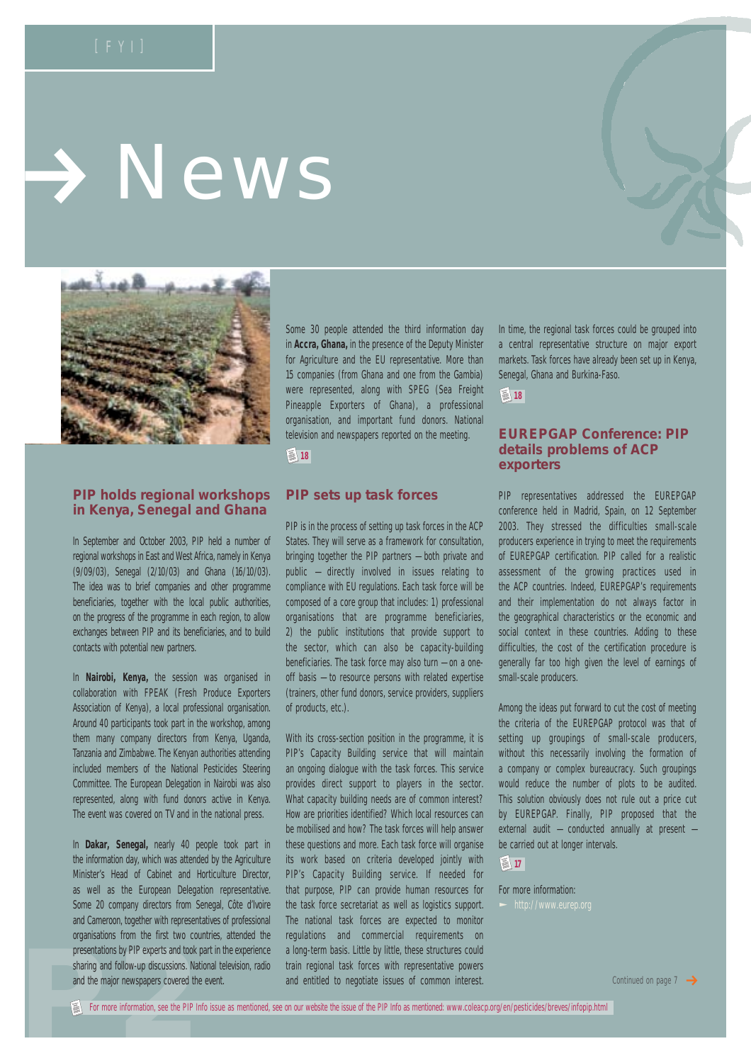[ F Y I ]

# → News

## PIP holds regional workshops in Kenya, Senegal and Ghana

In September and October 2003, PIP held a number of regional workshops in East and West Africa, namely in Kenya (9/09/03), Senegal (2/10/03) and Ghana (16/10/03). The idea was to brief companies and other programme beneficiaries, together with the local public authorities, on the progress of the programme in each region, to allow exchanges between PIP and its beneficiaries, and to build contacts with potential new partners.

In **Nairobi, Kenya,** the session was organised in collaboration with FPEAK (Fresh Produce Exporters Association of Kenya), a local professional organisation. Around 40 participants took part in the workshop, among them many company directors from Kenya, Uganda, Tanzania and Zimbabwe. The Kenyan authorities attending included members of the National Pesticides Steering Committee. The European Delegation in Nairobi was also represented, along with fund donors active in Kenya. The event was covered on TV and in the national press.

In **Dakar, Senegal,** nearly 40 people took part in the information day, which was attended by the Agriculture Minister's Head of Cabinet and Horticulture Director, as well as the European Delegation representative. Some 20 company directors from Senegal, Côte d'Ivoire and Cameroon, together with representatives of professional organisations from the first two countries, attended the presentations by PIP experts and took part in the experience sharing and follow-up discussions. National television, radio and the major newspapers covered the event.

Some 30 people attended the third information day in **Accra, Ghana,** in the presence of the Deputy Minister for Agriculture and the EU representative. More than 15 companies (from Ghana and one from the Gambia) were represented, along with SPEG (Sea Freight Pineapple Exporters of Ghana), a professional organisation, and important fund donors. National television and newspapers reported on the meeting.

18

## PIP sets up task forces

PIP is in the process of setting up task forces in the ACP States. They will serve as a framework for consultation, bringing together the PIP partners – both private and public – directly involved in issues relating to compliance with EU regulations. Each task force will be composed of a core group that includes: 1) professional organisations that are programme beneficiaries, 2) the public institutions that provide support to the sector, which can also be capacity-building beneficiaries. The task force may also turn – on a one-off basis – to resource persons with related expertise (trainers, other fund donors, service providers, suppliers of products, etc.).

With its cross-section position in the programme, it is PIP's Capacity Building service that will maintain an ongoing dialogue with the task forces. This service provides direct support to players in the sector. What capacity building needs are of common interest? How are priorities identified? Which local resources can be mobilised and how? The task forces will help answer these questions and more. Each task force will organise its work based on criteria developed jointly with PIP's Capacity Building service. If needed for that purpose, PIP can provide human resources for the task force secretariat as well as logistics support. The national task forces are expected to monitor regulations and commercial requirements on a long-term basis. Little by little, these structures could train regional task forces with representative powers and entitled to negotiate issues of common interest. In time, the regional task forces could be grouped into a central representative structure on major export markets. Task forces have already been set up in Kenya, Senegal, Ghana and Burkina-Faso.

18

## EUREPGAP Conference: PIP details problems of ACP exporters

PIP representatives addressed the EUREPGAP conference held in Madrid, Spain, on 12 September 2003. They stressed the difficulties small-scale producers experience in trying to meet the requirements of EUREPGAP certification. PIP called for a realistic assessment of the growing practices used in the ACP countries. Indeed, EUREPGAP's requirements and their implementation do not always factor in the geographical characteristics or the economic and social context in these countries. Adding to these difficulties, the cost of the certification procedure is generally far too high given the level of earnings of small-scale producers.

Among the ideas put forward to cut the cost of meeting the criteria of the EUREPGAP protocol was that of setting up groupings of small-scale producers, without this necessarily involving the formation of a company or complex bureaucracy. Such groupings would reduce the number of plots to be audited. This solution obviously does not rule out a price cut by EUREPGAP. Finally, PIP proposed that the external audit – conducted annually at present – be carried out at longer intervals.

17

For more information:
► http://www.eurep.org

Continued on page 7 →

For more information, see the PIP Info issue as mentioned, see on our website the issue of the PIP Info as mentioned: www.coleacp.org/en/pesticides/breves/infopip.html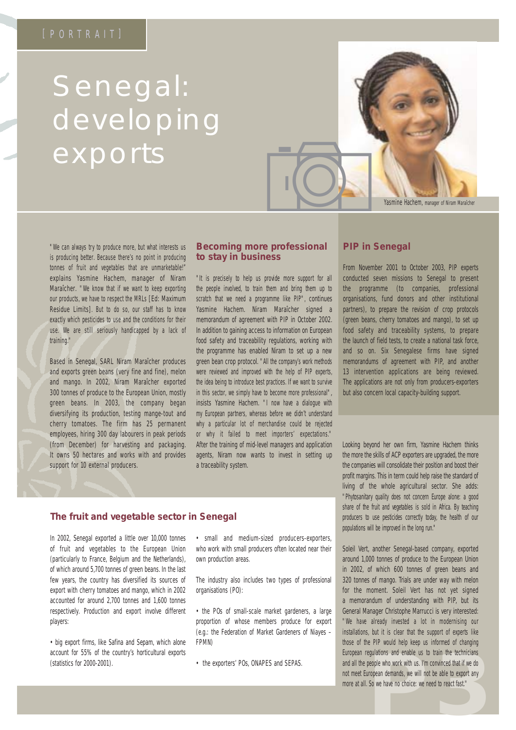[ PORTRAIT ]

# Senegal: developing exports

Yasmine Hachem, manager of Niram Maraîcher

"We can always try to produce more, but what interests us is producing better. Because there's no point in producing tonnes of fruit and vegetables that are unmarketable!" explains Yasmine Hachem, manager of Niram Maraîcher. "We know that if we want to keep exporting our products, we have to respect the MRLs [Ed: Maximum Residue Limits]. But to do so, our staff has to know exactly which pesticides to use and the conditions for their use. We are still seriously handicapped by a lack of training."

Based in Senegal, SARL Niram Maraîcher produces and exports green beans (very fine and fine), melon and mango. In 2002, Niram Maraîcher exported 300 tonnes of produce to the European Union, mostly green beans. In 2003, the company began diversifying its production, testing mange-tout and cherry tomatoes. The firm has 25 permanent employees, hiring 300 day labourers in peak periods (from December) for harvesting and packaging. It owns 50 hectares and works with and provides support for 10 external producers.

## Becoming more professional to stay in business

"It is precisely to help us provide more support for all the people involved, to train them and bring them up to scratch that we need a programme like PIP", continues Yasmine Hachem. Niram Maraîcher signed a memorandum of agreement with PIP in October 2002. In addition to gaining access to information on European food safety and traceability regulations, working with the programme has enabled Niram to set up a new green bean crop protocol. "All the company's work methods were reviewed and improved with the help of PIP experts, the idea being to introduce best practices. If we want to survive in this sector, we simply have to become more professional", insists Yasmine Hachem. "I now have a dialogue with my European partners, whereas before we didn't understand why a particular lot of merchandise could be rejected or why it failed to meet importers' expectations." After the training of mid-level managers and application agents, Niram now wants to invest in setting up a traceability system.

## PIP in Senegal

From November 2001 to October 2003, PIP experts conducted seven missions to Senegal to present the programme (to companies, professional organisations, fund donors and other institutional partners), to prepare the revision of crop protocols (green beans, cherry tomatoes and mango), to set up food safety and traceability systems, to prepare the launch of field tests, to create a national task force, and so on. Six Senegalese firms have signed memorandums of agreement with PIP, and another 13 intervention applications are being reviewed. The applications are not only from producers-exporters but also concern local capacity-building support.

## The fruit and vegetable sector in Senegal

In 2002, Senegal exported a little over 10,000 tonnes of fruit and vegetables to the European Union (particularly to France, Belgium and the Netherlands), of which around 5,700 tonnes of green beans. In the last few years, the country has diversified its sources of export with cherry tomatoes and mango, which in 2002 accounted for around 2,700 tonnes and 1,600 tonnes respectively. Production and export involve different players:

- big export firms, like Safina and Sepam, which alone account for 55% of the country's horticultural exports (statistics for 2000-2001).
- small and medium-sized producers-exporters, who work with small producers often located near their own production areas.

The industry also includes two types of professional organisations (PO):

- the POs of small-scale market gardeners, a large proportion of whose members produce for export (e.g.: the Federation of Market Gardeners of Niayes – FPMN)
- the exporters' POs, ONAPES and SEPAS.

Looking beyond her own firm, Yasmine Hachem thinks the more the skills of ACP exporters are upgraded, the more the companies will consolidate their position and boost their profit margins. This in term could help raise the standard of living of the whole agricultural sector. She adds: "Phytosanitary quality does not concern Europe alone: a good share of the fruit and vegetables is sold in Africa. By teaching producers to use pesticides correctly today, the health of our populations will be improved in the long run."

Soleil Vert, another Senegal-based company, exported around 1,000 tonnes of produce to the European Union in 2002, of which 600 tonnes of green beans and 320 tonnes of mango. Trials are under way with melon for the moment. Soleil Vert has not yet signed a memorandum of understanding with PIP, but its General Manager Christophe Marrucci is very interested: "We have already invested a lot in modernising our installations, but it is clear that the support of experts like those of the PIP would help keep us informed of changing European regulations and enable us to train the technicians and all the people who work with us. I'm convinced that if we do not meet European demands, we will not be able to export any more at all. So we have no choice: we need to react fast."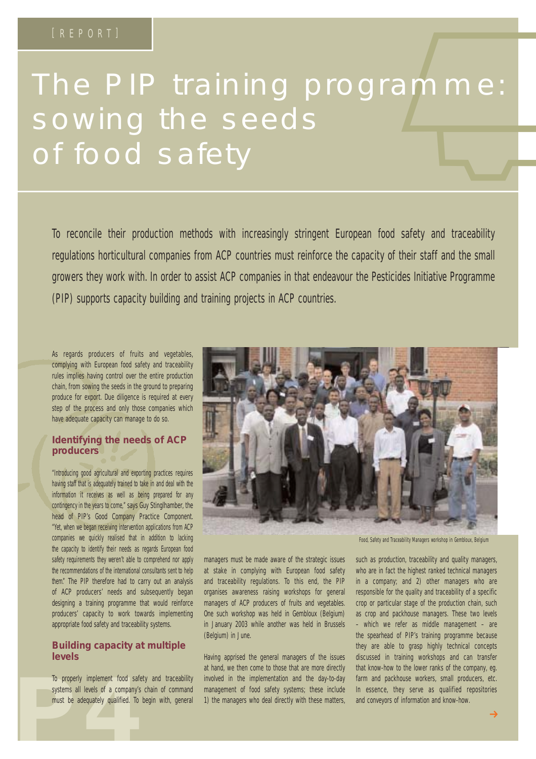[REPORT]

# The PIP training programme: sowing the seeds of food safety

To reconcile their production methods with increasingly stringent European food safety and traceability regulations horticultural companies from ACP countries must reinforce the capacity of their staff and the small growers they work with. In order to assist ACP companies in that endeavour the Pesticides Initiative Programme (PIP) supports capacity building and training projects in ACP countries.

As regards producers of fruits and vegetables, complying with European food safety and traceability rules implies having control over the entire production chain, from sowing the seeds in the ground to preparing produce for export. Due diligence is required at every step of the process and only those companies which have adequate capacity can manage to do so.

## Identifying the needs of ACP producers

"Introducing good agricultural and exporting practices requires having staff that is adequately trained to take in and deal with the information it receives as well as being prepared for any contingency in the years to come," says Guy Stinglhamber, the head of PIP's Good Company Practice Component. "Yet, when we began receiving intervention applications from ACP companies we quickly realised that in addition to lacking the capacity to identify their needs as regards European food safety requirements they weren't able to comprehend nor apply the recommendations of the international consultants sent to help them." The PIP therefore had to carry out an analysis of ACP producers' needs and subsequently began designing a training programme that would reinforce producers' capacity to work towards implementing appropriate food safety and traceability systems.

## Building capacity at multiple levels

To properly implement food safety and traceability systems all levels of a company's chain of command must be adequately qualified. To begin with, general managers must be made aware of the strategic issues at stake in complying with European food safety and traceability regulations. To this end, the PIP organises awareness raising workshops for general managers of ACP producers of fruits and vegetables. One such workshop was held in Gembloux (Belgium) in January 2003 while another was held in Brussels (Belgium) in June.

Food, Safety and Traceability Managers workshop in Gembloux, Belgium

Having apprised the general managers of the issues at hand, we then come to those that are more directly involved in the implementation and the day-to-day management of food safety systems; these include 1) the managers who deal directly with these matters, such as production, traceability and quality managers, who are in fact the highest ranked technical managers in a company; and 2) other managers who are responsible for the quality and traceability of a specific crop or particular stage of the production chain, such as crop and packhouse managers. These two levels – which we refer as middle management – are the spearhead of PIP's training programme because they are able to grasp highly technical concepts discussed in training workshops and can transfer that know-how to the lower ranks of the company, eg. farm and packhouse workers, small producers, etc. In essence, they serve as qualified repositories and conveyors of information and know-how.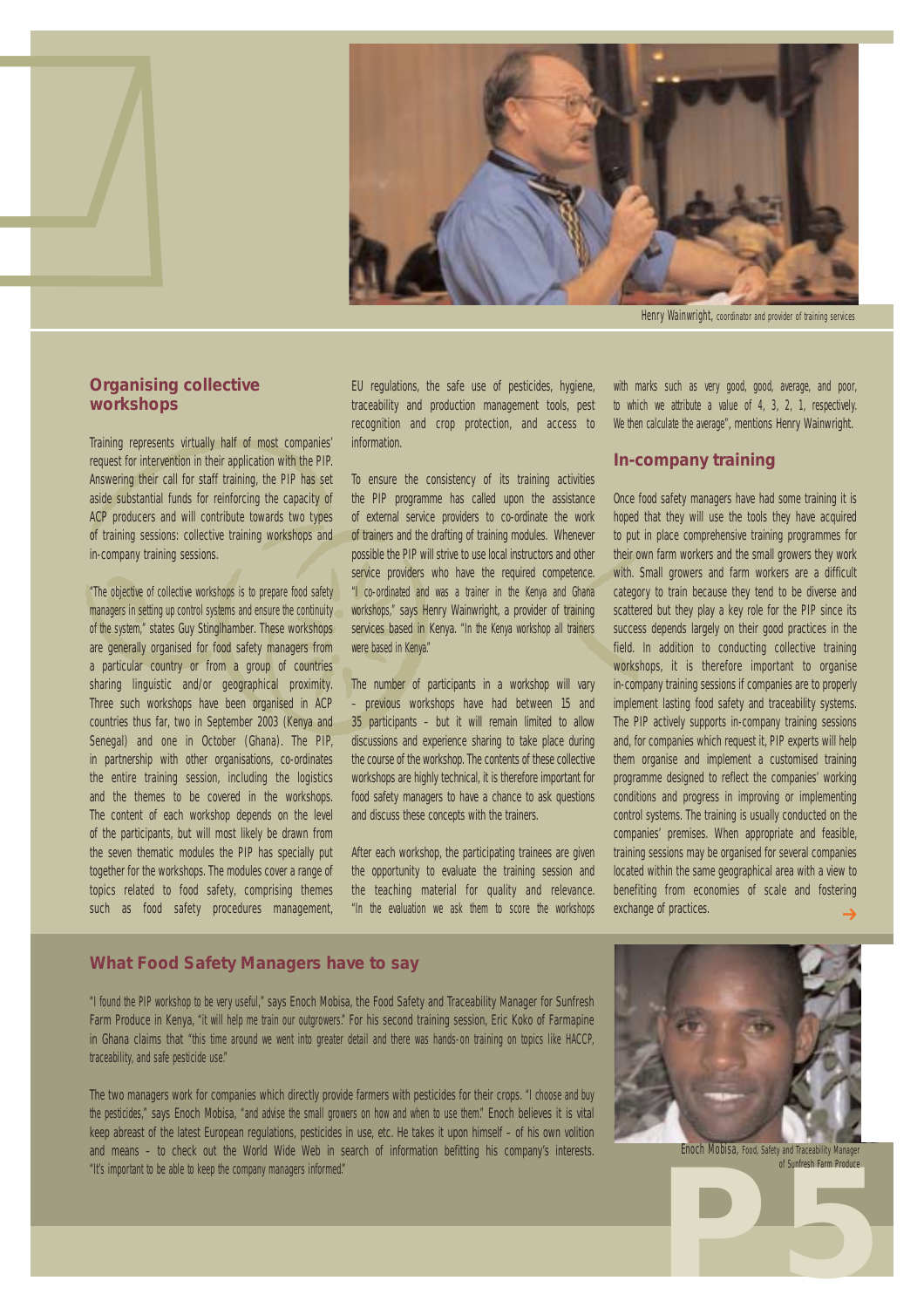Henry Wainwright, coordinator and provider of training services

## Organising collective workshops

Training represents virtually half of most companies' request for intervention in their application with the PIP. Answering their call for staff training, the PIP has set aside substantial funds for reinforcing the capacity of ACP producers and will contribute towards two types of training sessions: collective training workshops and in-company training sessions.

"The objective of collective workshops is to prepare food safety managers in setting up control systems and ensure the continuity of the system," states Guy Stinglhamber. These workshops are generally organised for food safety managers from a particular country or from a group of countries sharing linguistic and/or geographical proximity. Three such workshops have been organised in ACP countries thus far, two in September 2003 (Kenya and Senegal) and one in October (Ghana). The PIP, in partnership with other organisations, co-ordinates the entire training session, including the logistics and the themes to be covered in the workshops. The content of each workshop depends on the level of the participants, but will most likely be drawn from the seven thematic modules the PIP has specially put together for the workshops. The modules cover a range of topics related to food safety, comprising themes such as food safety procedures management, EU regulations, the safe use of pesticides, hygiene, traceability and production management tools, pest recognition and crop protection, and access to information.

To ensure the consistency of its training activities the PIP programme has called upon the assistance of external service providers to co-ordinate the work of trainers and the drafting of training modules. Whenever possible the PIP will strive to use local instructors and other service providers who have the required competence. "I co-ordinated and was a trainer in the Kenya and Ghana workshops," says Henry Wainwright, a provider of training services based in Kenya. "In the Kenya workshop all trainers were based in Kenya."

The number of participants in a workshop will vary – previous workshops have had between 15 and 35 participants – but it will remain limited to allow discussions and experience sharing to take place during the course of the workshop. The contents of these collective workshops are highly technical, it is therefore important for food safety managers to have a chance to ask questions and discuss these concepts with the trainers.

After each workshop, the participating trainees are given the opportunity to evaluate the training session and the teaching material for quality and relevance. "In the evaluation we ask them to score the workshops with marks such as very good, good, average, and poor, to which we attribute a value of 4, 3, 2, 1, respectively. We then calculate the average", mentions Henry Wainwright.

## In-company training

Once food safety managers have had some training it is hoped that they will use the tools they have acquired to put in place comprehensive training programmes for their own farm workers and the small growers they work with. Small growers and farm workers are a difficult category to train because they tend to be diverse and scattered but they play a key role for the PIP since its success depends largely on their good practices in the field. In addition to conducting collective training workshops, it is therefore important to organise in-company training sessions if companies are to properly implement lasting food safety and traceability systems. The PIP actively supports in-company training sessions and, for companies which request it, PIP experts will help them organise and implement a customised training programme designed to reflect the companies' working conditions and progress in improving or implementing control systems. The training is usually conducted on the companies' premises. When appropriate and feasible, training sessions may be organised for several companies located within the same geographical area with a view to benefiting from economies of scale and fostering exchange of practices.

## What Food Safety Managers have to say

"I found the PIP workshop to be very useful," says Enoch Mobisa, the Food Safety and Traceability Manager for Sunfresh Farm Produce in Kenya, "it will help me train our outgrowers." For his second training session, Eric Koko of Farmapine in Ghana claims that "this time around we went into greater detail and there was hands-on training on topics like HACCP, traceability, and safe pesticide use."

The two managers work for companies which directly provide farmers with pesticides for their crops. "I choose and buy the pesticides," says Enoch Mobisa, "and advise the small growers on how and when to use them." Enoch believes it is vital keep abreast of the latest European regulations, pesticides in use, etc. He takes it upon himself – of his own volition and means – to check out the World Wide Web in search of information befitting his company's interests. "It's important to be able to keep the company managers informed."

Enoch Mobisa, Food, Safety and Traceability Manager of Sunfresh Farm Produce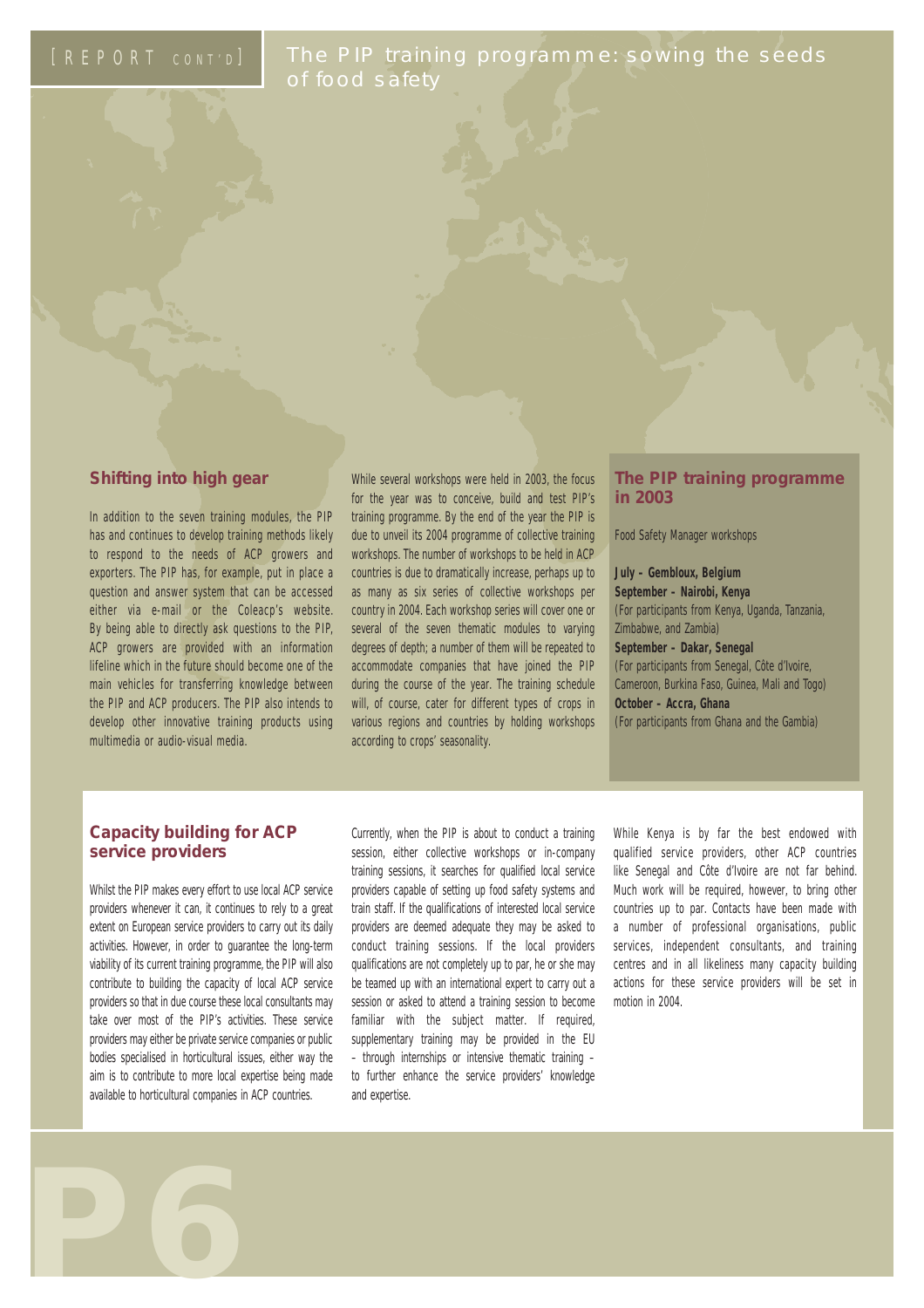# The PIP training programme: sowing the seeds of food safety

## Shifting into high gear

In addition to the seven training modules, the PIP has and continues to develop training methods likely to respond to the needs of ACP growers and exporters. The PIP has, for example, put in place a question and answer system that can be accessed either via e-mail or the Coleacp's website. By being able to directly ask questions to the PIP, ACP growers are provided with an information lifeline which in the future should become one of the main vehicles for transferring knowledge between the PIP and ACP producers. The PIP also intends to develop other innovative training products using multimedia or audio-visual media.

While several workshops were held in 2003, the focus for the year was to conceive, build and test PIP's training programme. By the end of the year the PIP is due to unveil its 2004 programme of collective training workshops. The number of workshops to be held in ACP countries is due to dramatically increase, perhaps up to as many as six series of collective workshops per country in 2004. Each workshop series will cover one or several of the seven thematic modules to varying degrees of depth; a number of them will be repeated to accommodate companies that have joined the PIP during the course of the year. The training schedule will, of course, cater for different types of crops in various regions and countries by holding workshops according to crops' seasonality.

## The PIP training programme in 2003

Food Safety Manager workshops

**July – Gembloux, Belgium**

**September – Nairobi, Kenya**
(For participants from Kenya, Uganda, Tanzania, Zimbabwe, and Zambia)

**September – Dakar, Senegal**
(For participants from Senegal, Côte d'Ivoire, Cameroon, Burkina Faso, Guinea, Mali and Togo)

**October – Accra, Ghana**
(For participants from Ghana and the Gambia)

## Capacity building for ACP service providers

Whilst the PIP makes every effort to use local ACP service providers whenever it can, it continues to rely to a great extent on European service providers to carry out its daily activities. However, in order to guarantee the long-term viability of its current training programme, the PIP will also contribute to building the capacity of local ACP service providers so that in due course these local consultants may take over most of the PIP's activities. These service providers may either be private service companies or public bodies specialised in horticultural issues, either way the aim is to contribute to more local expertise being made available to horticultural companies in ACP countries.

Currently, when the PIP is about to conduct a training session, either collective workshops or in-company training sessions, it searches for qualified local service providers capable of setting up food safety systems and train staff. If the qualifications of interested local service providers are deemed adequate they may be asked to conduct training sessions. If the local providers qualifications are not completely up to par, he or she may be teamed up with an international expert to carry out a session or asked to attend a training session to become familiar with the subject matter. If required, supplementary training may be provided in the EU – through internships or intensive thematic training – to further enhance the service providers' knowledge and expertise.

While Kenya is by far the best endowed with qualified service providers, other ACP countries like Senegal and Côte d'Ivoire are not far behind. Much work will be required, however, to bring other countries up to par. Contacts have been made with a number of professional organisations, public services, independent consultants, and training centres and in all likeliness many capacity building actions for these service providers will be set in motion in 2004.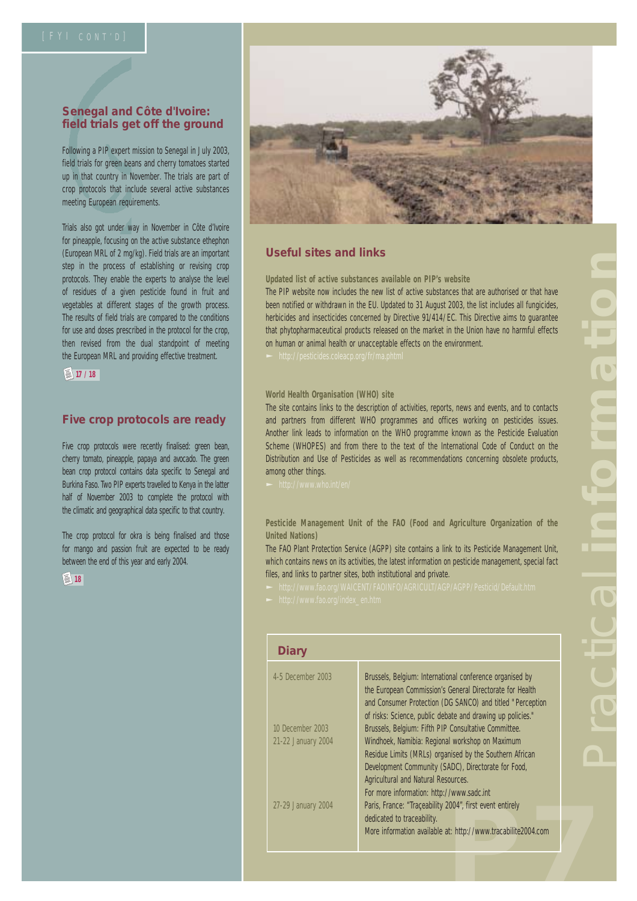[FYI CONT'D]

## Senegal and Côte d'Ivoire: field trials get off the ground

Following a PIP expert mission to Senegal in July 2003, field trials for green beans and cherry tomatoes started up in that country in November. The trials are part of crop protocols that include several active substances meeting European requirements.

Trials also got under way in November in Côte d'Ivoire for pineapple, focusing on the active substance ethephon (European MRL of 2 mg/kg). Field trials are an important step in the process of establishing or revising crop protocols. They enable the experts to analyse the level of residues of a given pesticide found in fruit and vegetables at different stages of the growth process. The results of field trials are compared to the conditions for use and doses prescribed in the protocol for the crop, then revised from the dual standpoint of meeting the European MRL and providing effective treatment.

17 / 18

## Five crop protocols are ready

Five crop protocols were recently finalised: green bean, cherry tomato, pineapple, papaya and avocado. The green bean crop protocol contains data specific to Senegal and Burkina Faso. Two PIP experts travelled to Kenya in the latter half of November 2003 to complete the protocol with the climatic and geographical data specific to that country.

The crop protocol for okra is being finalised and those for mango and passion fruit are expected to be ready between the end of this year and early 2004.

18

## Useful sites and links

**Updated list of active substances available on PIP's website**

The PIP website now includes the new list of active substances that are authorised or that have been notified or withdrawn in the EU. Updated to 31 August 2003, the list includes all fungicides, herbicides and insecticides concerned by Directive 91/414/EC. This Directive aims to guarantee that phytopharmaceutical products released on the market in the Union have no harmful effects on human or animal health or unacceptable effects on the environment.

► http://pesticides.coleacp.org/fr/ma.phtml

**World Health Organisation (WHO) site**

The site contains links to the description of activities, reports, news and events, and to contacts and partners from different WHO programmes and offices working on pesticides issues. Another link leads to information on the WHO programme known as the Pesticide Evaluation Scheme (WHOPES) and from there to the text of the International Code of Conduct on the Distribution and Use of Pesticides as well as recommendations concerning obsolete products, among other things.

► http://www.who.int/en/

**Pesticide Management Unit of the FAO (Food and Agriculture Organization of the United Nations)**

The FAO Plant Protection Service (AGPP) site contains a link to its Pesticide Management Unit, which contains news on its activities, the latest information on pesticide management, special fact files, and links to partner sites, both institutional and private.

► http://www.fao.org/WAICENT/FAOINFO/AGRICULT/AGP/AGPP/Pesticid/Default.htm

► http://www.fao.org/index_en.htm

## Diary

| | |
|---|---|
| 4-5 December 2003 | Brussels, Belgium: International conference organised by the European Commission's General Directorate for Health and Consumer Protection (DG SANCO) and titled "Perception of risks: Science, public debate and drawing up policies." |
| 10 December 2003 | Brussels, Belgium: Fifth PIP Consultative Committee. |
| 21-22 January 2004 | Windhoek, Namibia: Regional workshop on Maximum Residue Limits (MRLs) organised by the Southern African Development Community (SADC), Directorate for Food, Agricultural and Natural Resources. For more information: http://www.sadc.int |
| 27-29 January 2004 | Paris, France: "Traçeability 2004", first event entirely dedicated to traceability. More information available at: http://www.tracabilite2004.com |

Practical information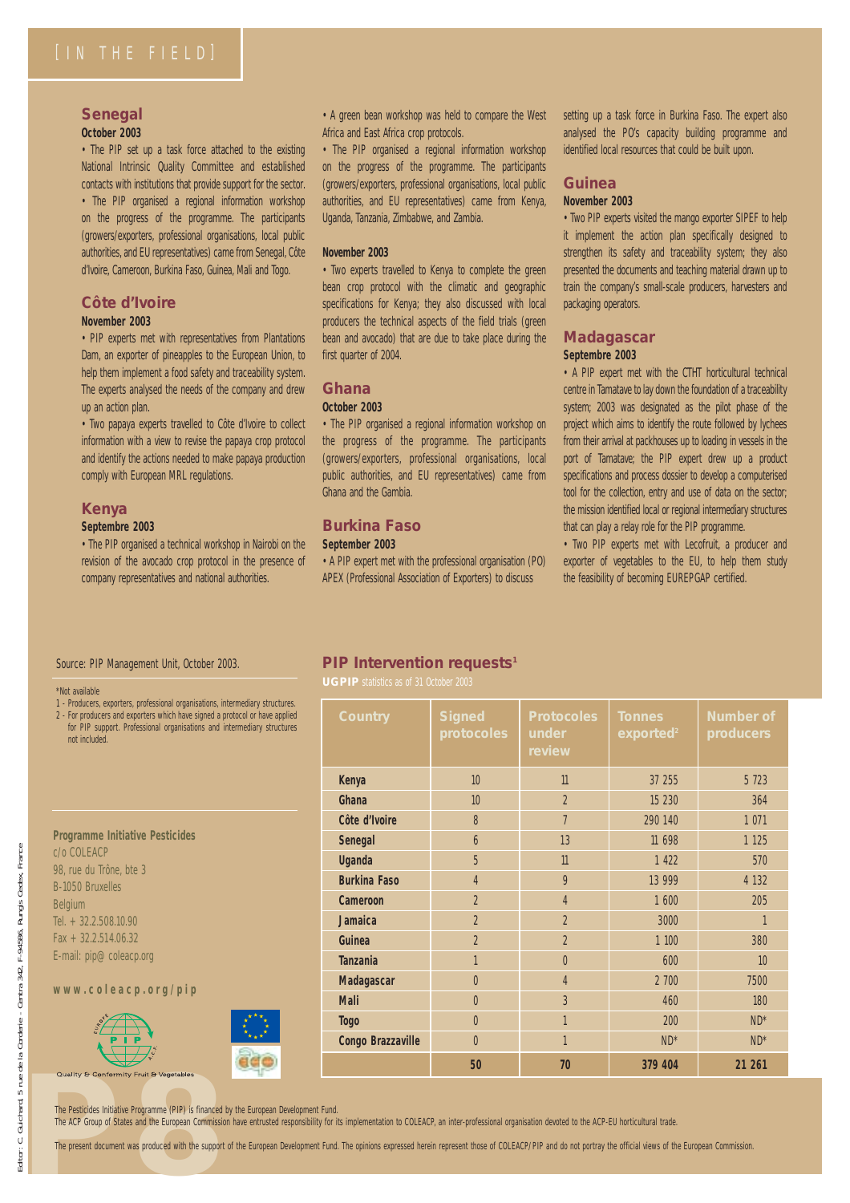[IN THE FIELD]

## Senegal

**October 2003**

• The PIP set up a task force attached to the existing National Intrinsic Quality Committee and established contacts with institutions that provide support for the sector.

• The PIP organised a regional information workshop on the progress of the programme. The participants (growers/exporters, professional organisations, local public authorities, and EU representatives) came from Senegal, Côte d'Ivoire, Cameroon, Burkina Faso, Guinea, Mali and Togo.

## Côte d'Ivoire

**November 2003**

• PIP experts met with representatives from Plantations Dam, an exporter of pineapples to the European Union, to help them implement a food safety and traceability system. The experts analysed the needs of the company and drew up an action plan.

• Two papaya experts travelled to Côte d'Ivoire to collect information with a view to revise the papaya crop protocol and identify the actions needed to make papaya production comply with European MRL regulations.

## Kenya

**Septembre 2003**

• The PIP organised a technical workshop in Nairobi on the revision of the avocado crop protocol in the presence of company representatives and national authorities.

• A green bean workshop was held to compare the West Africa and East Africa crop protocols.

• The PIP organised a regional information workshop on the progress of the programme. The participants (growers/exporters, professional organisations, local public authorities, and EU representatives) came from Kenya, Uganda, Tanzania, Zimbabwe, and Zambia.

**November 2003**

• Two experts travelled to Kenya to complete the green bean crop protocol with the climatic and geographic specifications for Kenya; they also discussed with local producers the technical aspects of the field trials (green bean and avocado) that are due to take place during the first quarter of 2004.

## Ghana

**October 2003**

• The PIP organised a regional information workshop on the progress of the programme. The participants (growers/exporters, professional organisations, local public authorities, and EU representatives) came from Ghana and the Gambia.

## Burkina Faso

**September 2003**

• A PIP expert met with the professional organisation (PO) APEX (Professional Association of Exporters) to discuss setting up a task force in Burkina Faso. The expert also analysed the PO's capacity building programme and identified local resources that could be built upon.

## Guinea

**November 2003**

• Two PIP experts visited the mango exporter SIPEF to help it implement the action plan specifically designed to strengthen its safety and traceability system; they also presented the documents and teaching material drawn up to train the company's small-scale producers, harvesters and packaging operators.

## Madagascar

**Septembre 2003**

• A PIP expert met with the CTHT horticultural technical centre in Tamatave to lay down the foundation of a traceability system; 2003 was designated as the pilot phase of the project which aims to identify the route followed by lychees from their arrival at packhouses up to loading in vessels in the port of Tamatave; the PIP expert drew up a product specifications and process dossier to develop a computerised tool for the collection, entry and use of data on the sector; the mission identified local or regional intermediary structures that can play a relay role for the PIP programme.

• Two PIP experts met with Lecofruit, a producer and exporter of vegetables to the EU, to help them study the feasibility of becoming EUREPGAP certified.

## PIP Intervention requests[1]

**UGPIP** statistics as of 31 October 2003

| Country | Signed protocoles | Protocoles under review | Tonnes exported[2] | Number of producers |
|---|---|---|---|---|
| Kenya | 10 | 11 | 37 255 | 5 723 |
| Ghana | 10 | 2 | 15 230 | 364 |
| Côte d'Ivoire | 8 | 7 | 290 140 | 1 071 |
| Senegal | 6 | 13 | 11 698 | 1 125 |
| Uganda | 5 | 11 | 1 422 | 570 |
| Burkina Faso | 4 | 9 | 13 999 | 4 132 |
| Cameroon | 2 | 4 | 1 600 | 205 |
| Jamaica | 2 | 2 | 3000 | 1 |
| Guinea | 2 | 2 | 1 100 | 380 |
| Tanzania | 1 | 0 | 600 | 10 |
| Madagascar | 0 | 4 | 2 700 | 7500 |
| Mali | 0 | 3 | 460 | 180 |
| Togo | 0 | 1 | 200 | ND* |
| Congo Brazzaville | 0 | 1 | ND* | ND* |
| | 50 | 70 | 379 404 | 21 261 |

Source: PIP Management Unit, October 2003.

*Not available

1 - Producers, exporters, professional organisations, intermediary structures.

2 - For producers and exporters which have signed a protocol or have applied for PIP support. Professional organisations and intermediary structures not included.

**Programme Initiative Pesticides**
c/o COLEACP
98, rue du Trône, bte 3
B-1050 Bruxelles
Belgium
Tel. + 32.2.508.10.90
Fax + 32.2.514.06.32
E-mail: pip@ coleacp.org

**www.coleacp.org/pip**

Quality & Conformity Fruit & Vegetables

The Pesticides Initiative Programme (PIP) is financed by the European Development Fund.
The ACP Group of States and the European Commission have entrusted responsibility for its implementation to COLEACP, an inter-professional organisation devoted to the ACP-EU horticultural trade.

The present document was produced with the support of the European Development Fund. The opinions expressed herein represent those of COLEACP/PIP and do not portray the official views of the European Commission.

Editor: C. Guichard. 5 rue de la Corderie - Centra 342, F-94586, Rungis Cedex, France